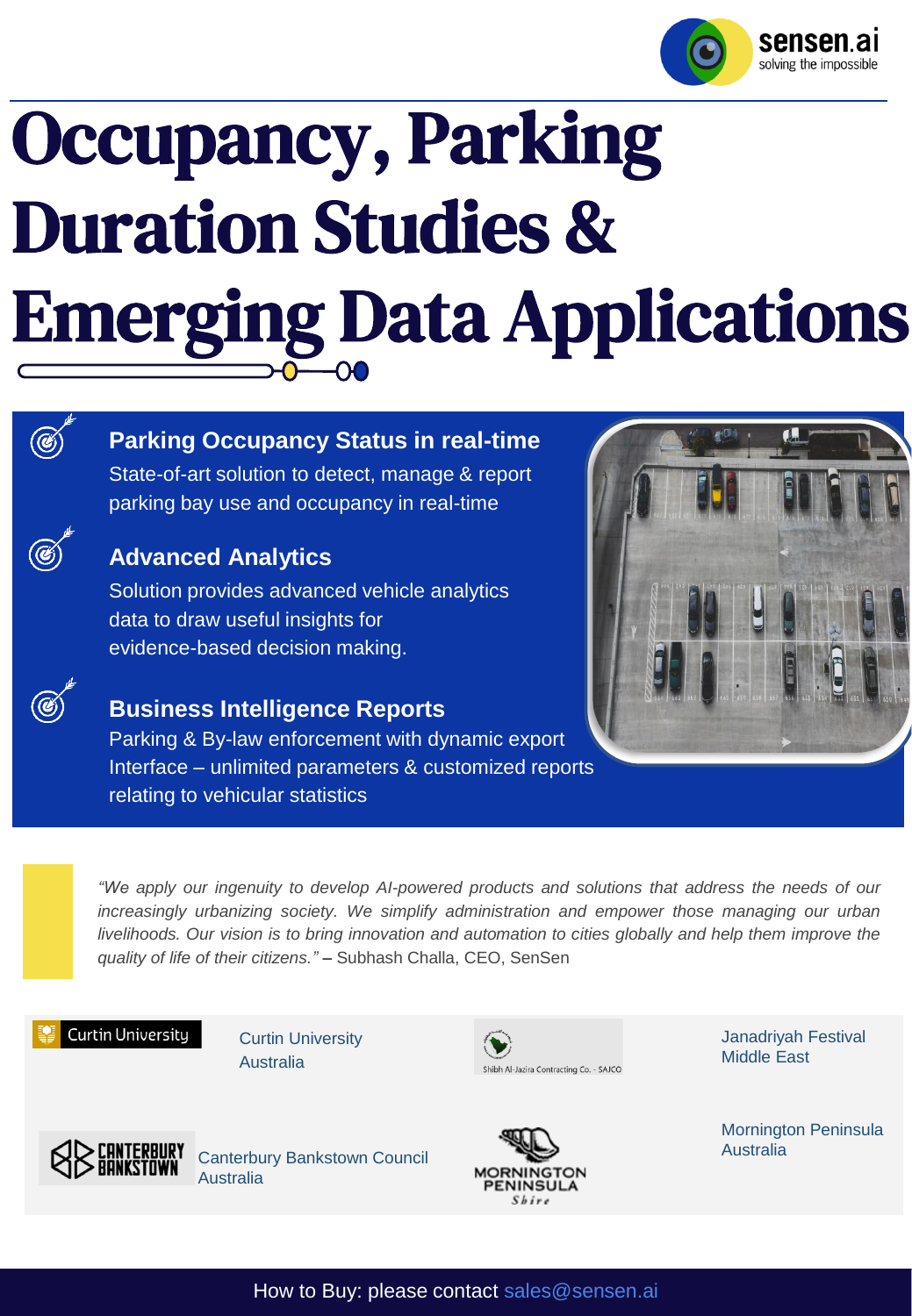sensen.ai
solving the impossible

# Occupancy, Parking Duration Studies & Emerging Data Applications

## Parking Occupancy Status in real-time

State-of-art solution to detect, manage & report parking bay use and occupancy in real-time

## Advanced Analytics

Solution provides advanced vehicle analytics data to draw useful insights for evidence-based decision making.

## Business Intelligence Reports

Parking & By-law enforcement with dynamic export Interface – unlimited parameters & customized reports relating to vehicular statistics

*"We apply our ingenuity to develop AI-powered products and solutions that address the needs of our increasingly urbanizing society. We simplify administration and empower those managing our urban livelihoods. Our vision is to bring innovation and automation to cities globally and help them improve the quality of life of their citizens."* – Subhash Challa, CEO, SenSen

Curtin University — Curtin University Australia

Shibh Al-Jazira Contracting Co. - SAJCO — Janadriyah Festival Middle East

CANTERBURY BANKSTOWN — Canterbury Bankstown Council Australia

MORNINGTON PENINSULA Shire — Mornington Peninsula Australia

How to Buy: please contact sales@sensen.ai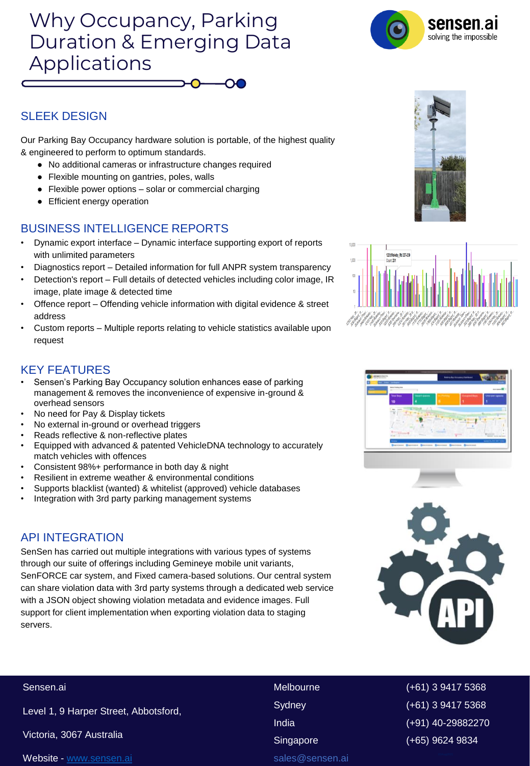# Why Occupancy, Parking Duration & Emerging Data Applications

sensen.ai
solving the impossible

## SLEEK DESIGN

Our Parking Bay Occupancy hardware solution is portable, of the highest quality & engineered to perform to optimum standards.

- No additional cameras or infrastructure changes required
- Flexible mounting on gantries, poles, walls
- Flexible power options – solar or commercial charging
- Efficient energy operation

## BUSINESS INTELLIGENCE REPORTS

- Dynamic export interface – Dynamic interface supporting export of reports with unlimited parameters
- Diagnostics report – Detailed information for full ANPR system transparency
- Detection's report – Full details of detected vehicles including color image, IR image, plate image & detected time
- Offence report – Offending vehicle information with digital evidence & street address
- Custom reports – Multiple reports relating to vehicle statistics available upon request

## KEY FEATURES

- Sensen's Parking Bay Occupancy solution enhances ease of parking management & removes the inconvenience of expensive in-ground & overhead sensors
- No need for Pay & Display tickets
- No external in-ground or overhead triggers
- Reads reflective & non-reflective plates
- Equipped with advanced & patented VehicleDNA technology to accurately match vehicles with offences
- Consistent 98%+ performance in both day & night
- Resilient in extreme weather & environmental conditions
- Supports blacklist (wanted) & whitelist (approved) vehicle databases
- Integration with 3rd party parking management systems

## API INTEGRATION

SenSen has carried out multiple integrations with various types of systems through our suite of offerings including Gemineye mobile unit variants, SenFORCE car system, and Fixed camera-based solutions. Our central system can share violation data with 3rd party systems through a dedicated web service with a JSON object showing violation metadata and evidence images. Full support for client implementation when exporting violation data to staging servers.

Sensen.ai

Level 1, 9 Harper Street, Abbotsford,

Victoria, 3067 Australia

Website - www.sensen.ai

| | |
|---|---|
| Melbourne | (+61) 3 9417 5368 |
| Sydney | (+61) 3 9417 5368 |
| India | (+91) 40-29882270 |
| Singapore | (+65) 9624 9834 |

sales@sensen.ai